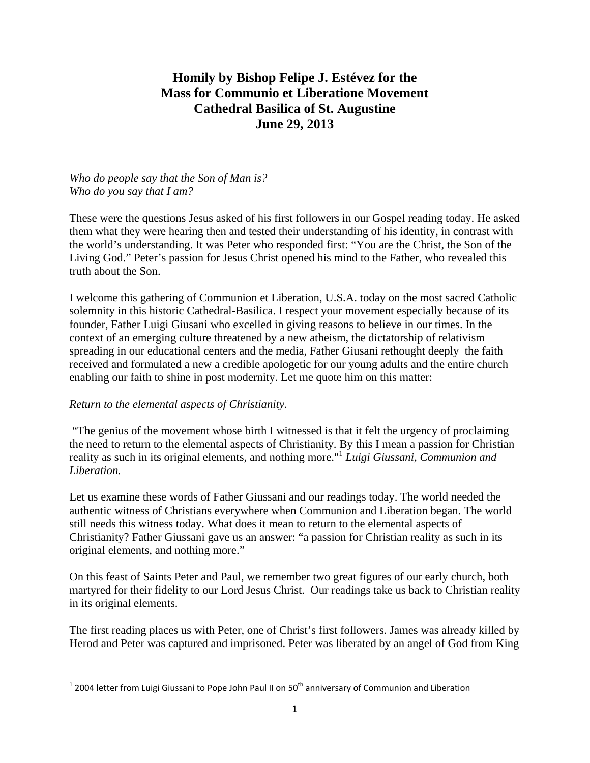# Homily by Bishop Felipe J. Estévez for the Mass for Communio et Liberatione Movement Cathedral Basilica of St. Augustine June 29, 2013

*Who do people say that the Son of Man is?*
*Who do you say that I am?*

These were the questions Jesus asked of his first followers in our Gospel reading today. He asked them what they were hearing then and tested their understanding of his identity, in contrast with the world's understanding. It was Peter who responded first: "You are the Christ, the Son of the Living God." Peter's passion for Jesus Christ opened his mind to the Father, who revealed this truth about the Son.

I welcome this gathering of Communion et Liberation, U.S.A. today on the most sacred Catholic solemnity in this historic Cathedral-Basilica. I respect your movement especially because of its founder, Father Luigi Giusani who excelled in giving reasons to believe in our times. In the context of an emerging culture threatened by a new atheism, the dictatorship of relativism spreading in our educational centers and the media, Father Giusani rethought deeply the faith received and formulated a new a credible apologetic for our young adults and the entire church enabling our faith to shine in post modernity. Let me quote him on this matter:

*Return to the elemental aspects of Christianity.*

"The genius of the movement whose birth I witnessed is that it felt the urgency of proclaiming the need to return to the elemental aspects of Christianity. By this I mean a passion for Christian reality as such in its original elements, and nothing more."[1] *Luigi Giussani, Communion and Liberation.*

Let us examine these words of Father Giussani and our readings today. The world needed the authentic witness of Christians everywhere when Communion and Liberation began. The world still needs this witness today. What does it mean to return to the elemental aspects of Christianity? Father Giussani gave us an answer: "a passion for Christian reality as such in its original elements, and nothing more."

On this feast of Saints Peter and Paul, we remember two great figures of our early church, both martyred for their fidelity to our Lord Jesus Christ. Our readings take us back to Christian reality in its original elements.

The first reading places us with Peter, one of Christ's first followers. James was already killed by Herod and Peter was captured and imprisoned. Peter was liberated by an angel of God from King

[1] 2004 letter from Luigi Giussani to Pope John Paul II on 50th anniversary of Communion and Liberation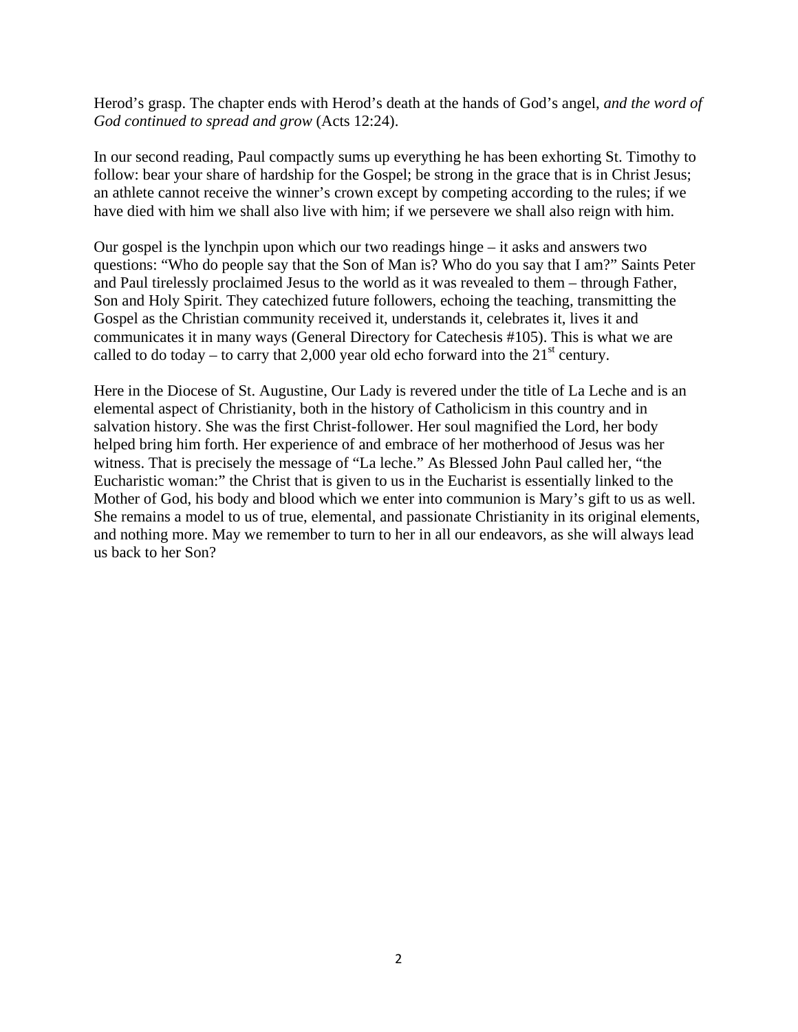Herod's grasp. The chapter ends with Herod's death at the hands of God's angel, *and the word of God continued to spread and grow* (Acts 12:24).

In our second reading, Paul compactly sums up everything he has been exhorting St. Timothy to follow: bear your share of hardship for the Gospel; be strong in the grace that is in Christ Jesus; an athlete cannot receive the winner's crown except by competing according to the rules; if we have died with him we shall also live with him; if we persevere we shall also reign with him.

Our gospel is the lynchpin upon which our two readings hinge – it asks and answers two questions: "Who do people say that the Son of Man is? Who do you say that I am?" Saints Peter and Paul tirelessly proclaimed Jesus to the world as it was revealed to them – through Father, Son and Holy Spirit. They catechized future followers, echoing the teaching, transmitting the Gospel as the Christian community received it, understands it, celebrates it, lives it and communicates it in many ways (General Directory for Catechesis #105). This is what we are called to do today – to carry that 2,000 year old echo forward into the 21st century.

Here in the Diocese of St. Augustine, Our Lady is revered under the title of La Leche and is an elemental aspect of Christianity, both in the history of Catholicism in this country and in salvation history. She was the first Christ-follower. Her soul magnified the Lord, her body helped bring him forth. Her experience of and embrace of her motherhood of Jesus was her witness. That is precisely the message of "La leche." As Blessed John Paul called her, "the Eucharistic woman:" the Christ that is given to us in the Eucharist is essentially linked to the Mother of God, his body and blood which we enter into communion is Mary's gift to us as well. She remains a model to us of true, elemental, and passionate Christianity in its original elements, and nothing more. May we remember to turn to her in all our endeavors, as she will always lead us back to her Son?